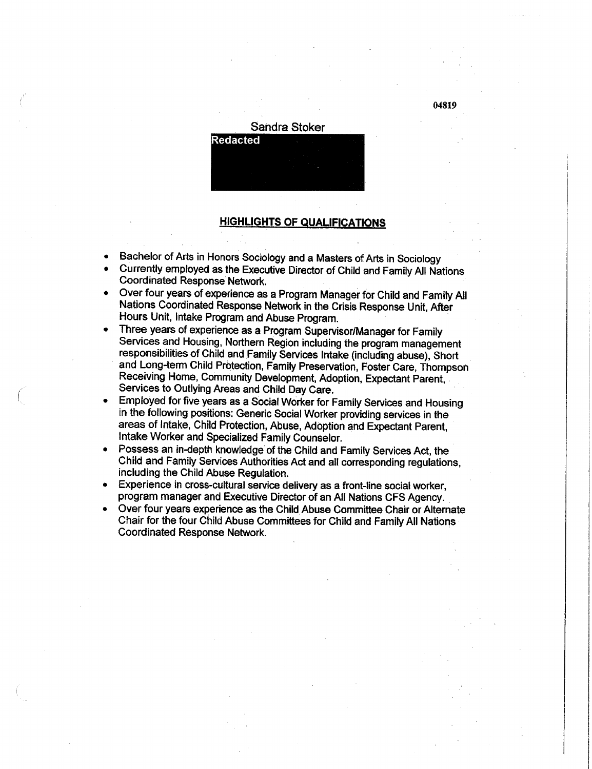04819

Sandra Stoker

Redacted

## HIGHLIGHTS OF QUALIFICATIONS

- Bachelor of Arts in Honors Sociology and a Masters of Arts in Sociology
- Currently employed as the Executive Director of Child and Family All Nations Coordinated Response Network.
- Over four years of experience as a Program Manager for Child and Family All Nations Coordinated Response Network in the Crisis Response Unit, After Hours Unit, Intake Program and Abuse Program.
- Three years of experience as a Program Supervisor/Manager for Family Services and Housing, Northern Region including the program management responsibilities of Child and Family Services Intake (including abuse), Short and Long-term Child Protection, Family Preservation, Foster Care, Thompson Receiving Home, Community Development, Adoption, Expectant Parent, Services to Outlying Areas and Child Day Care.
- Employed for five years as a Social Worker for Family Services and Housing in the following positions: Generic Social Worker providing services in the areas of Intake, Child Protection, Abuse, Adoption and Expectant Parent, Intake Worker and Specialized Family Counselor.
- Possess an in-depth knowledge of the Child and Family Services Act, the Child and Family Services Authorities Act and all corresponding regulations, including the Child Abuse Regulation.
- Experience in cross-cultural service delivery as a front-line social worker, program manager and Executive Director of an All Nations CFS Agency.
- Over four years experience as the Child Abuse Committee Chair or Alternate Chair for the four Child Abuse Committees for Child and Family All Nations Coordinated Response Network.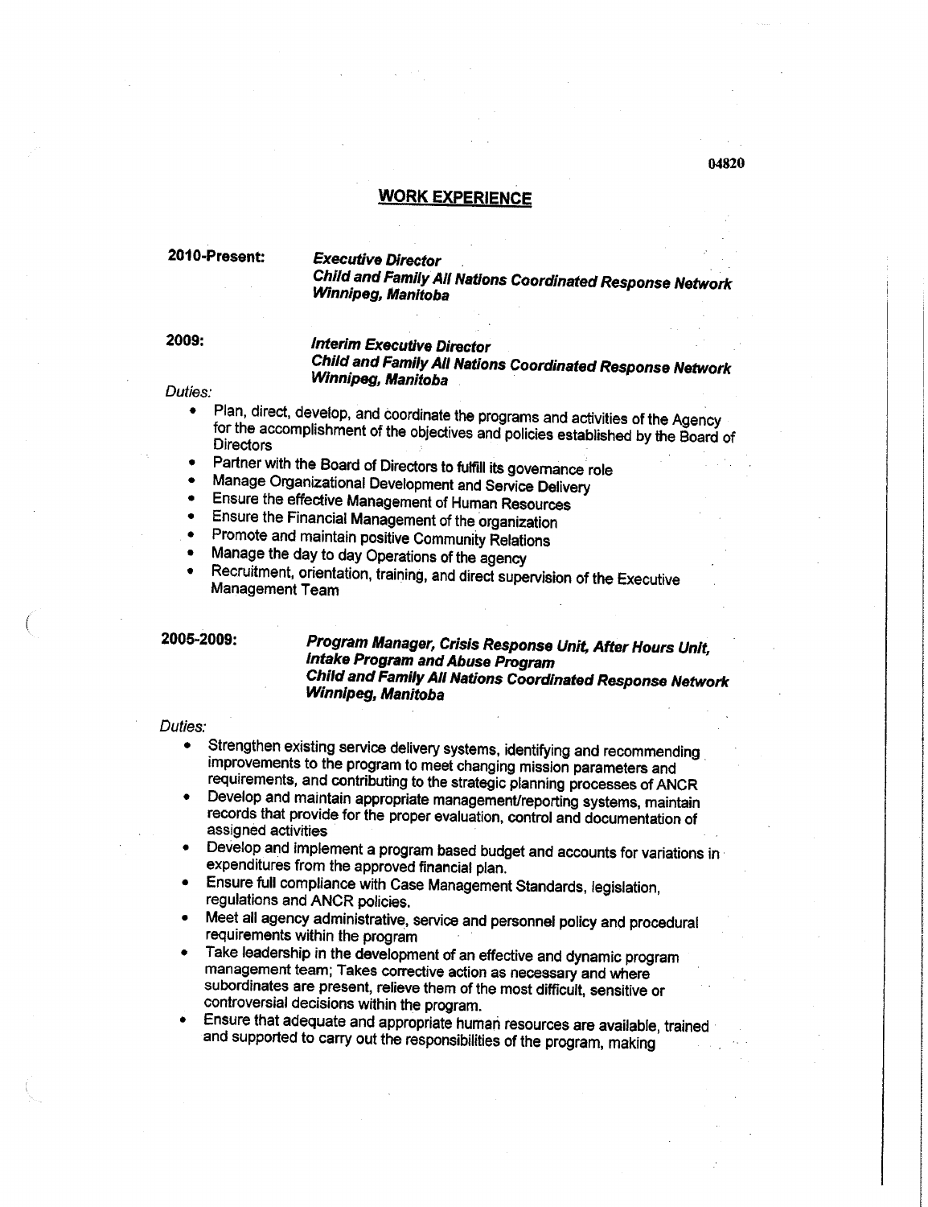## WORK EXPERIENCE

**2010-Present:** ***Executive Director***
***Child and Family All Nations Coordinated Response Network***
***Winnipeg, Manitoba***

**2009:** ***Interim Executive Director***
***Child and Family All Nations Coordinated Response Network***
***Winnipeg, Manitoba***

*Duties:*

- Plan, direct, develop, and coordinate the programs and activities of the Agency for the accomplishment of the objectives and policies established by the Board of Directors
- Partner with the Board of Directors to fulfill its governance role
- Manage Organizational Development and Service Delivery
- Ensure the effective Management of Human Resources
- Ensure the Financial Management of the organization
- Promote and maintain positive Community Relations
- Manage the day to day Operations of the agency
- Recruitment, orientation, training, and direct supervision of the Executive Management Team

**2005-2009:** ***Program Manager, Crisis Response Unit, After Hours Unit, Intake Program and Abuse Program***
***Child and Family All Nations Coordinated Response Network***
***Winnipeg, Manitoba***

*Duties:*

- Strengthen existing service delivery systems, identifying and recommending improvements to the program to meet changing mission parameters and requirements, and contributing to the strategic planning processes of ANCR
- Develop and maintain appropriate management/reporting systems, maintain records that provide for the proper evaluation, control and documentation of assigned activities
- Develop and implement a program based budget and accounts for variations in expenditures from the approved financial plan.
- Ensure full compliance with Case Management Standards, legislation, regulations and ANCR policies.
- Meet all agency administrative, service and personnel policy and procedural requirements within the program
- Take leadership in the development of an effective and dynamic program management team; Takes corrective action as necessary and where subordinates are present, relieve them of the most difficult, sensitive or controversial decisions within the program.
- Ensure that adequate and appropriate human resources are available, trained and supported to carry out the responsibilities of the program, making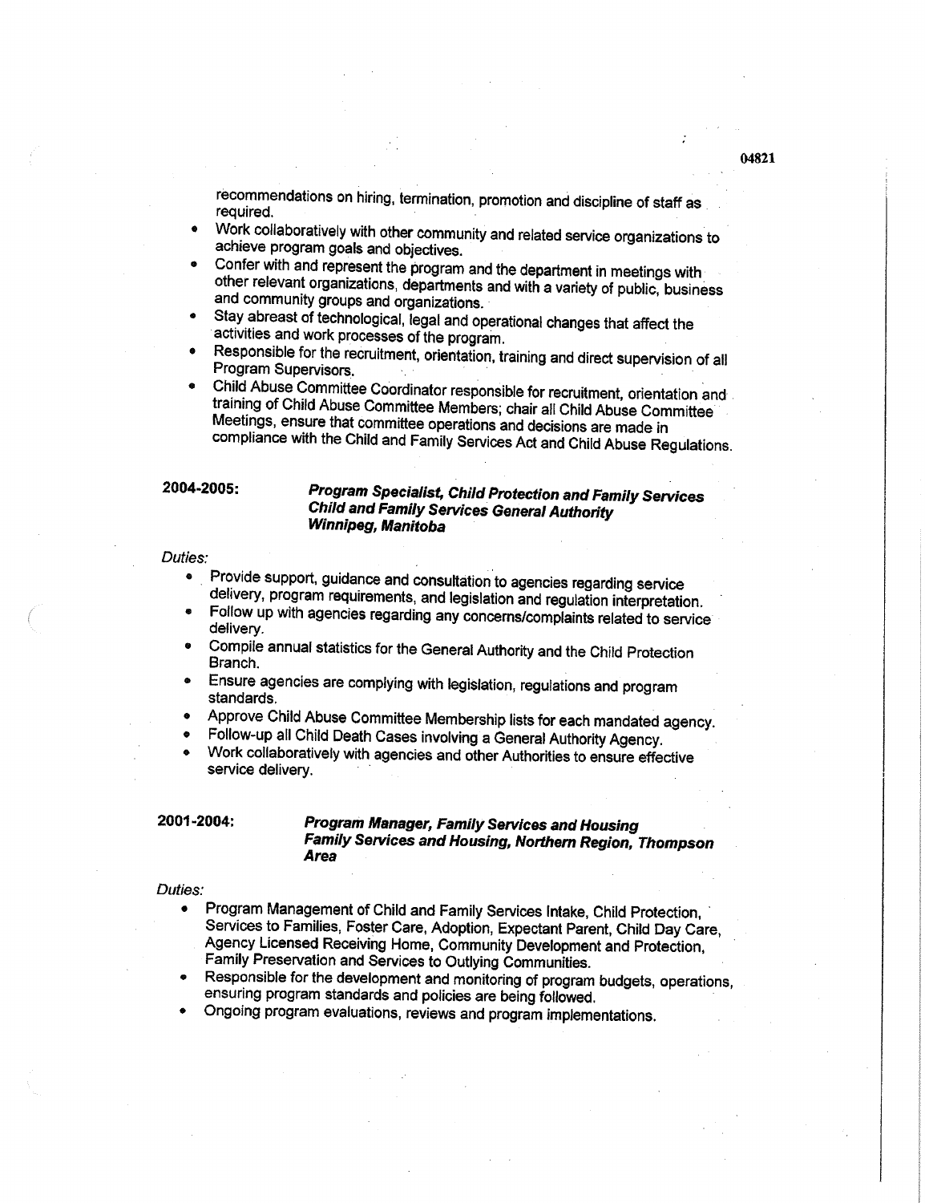recommendations on hiring, termination, promotion and discipline of staff as required.

- Work collaboratively with other community and related service organizations to achieve program goals and objectives.
- Confer with and represent the program and the department in meetings with other relevant organizations, departments and with a variety of public, business and community groups and organizations.
- Stay abreast of technological, legal and operational changes that affect the activities and work processes of the program.
- Responsible for the recruitment, orientation, training and direct supervision of all Program Supervisors.
- Child Abuse Committee Coordinator responsible for recruitment, orientation and training of Child Abuse Committee Members; chair all Child Abuse Committee Meetings, ensure that committee operations and decisions are made in compliance with the Child and Family Services Act and Child Abuse Regulations.

**2004-2005:** ***Program Specialist, Child Protection and Family Services***
***Child and Family Services General Authority***
***Winnipeg, Manitoba***

*Duties:*

- Provide support, guidance and consultation to agencies regarding service delivery, program requirements, and legislation and regulation interpretation.
- Follow up with agencies regarding any concerns/complaints related to service delivery.
- Compile annual statistics for the General Authority and the Child Protection Branch.
- Ensure agencies are complying with legislation, regulations and program standards.
- Approve Child Abuse Committee Membership lists for each mandated agency.
- Follow-up all Child Death Cases involving a General Authority Agency.
- Work collaboratively with agencies and other Authorities to ensure effective service delivery.

**2001-2004:** ***Program Manager, Family Services and Housing***
***Family Services and Housing, Northern Region, Thompson Area***

*Duties:*

- Program Management of Child and Family Services Intake, Child Protection, Services to Families, Foster Care, Adoption, Expectant Parent, Child Day Care, Agency Licensed Receiving Home, Community Development and Protection, Family Preservation and Services to Outlying Communities.
- Responsible for the development and monitoring of program budgets, operations, ensuring program standards and policies are being followed.
- Ongoing program evaluations, reviews and program implementations.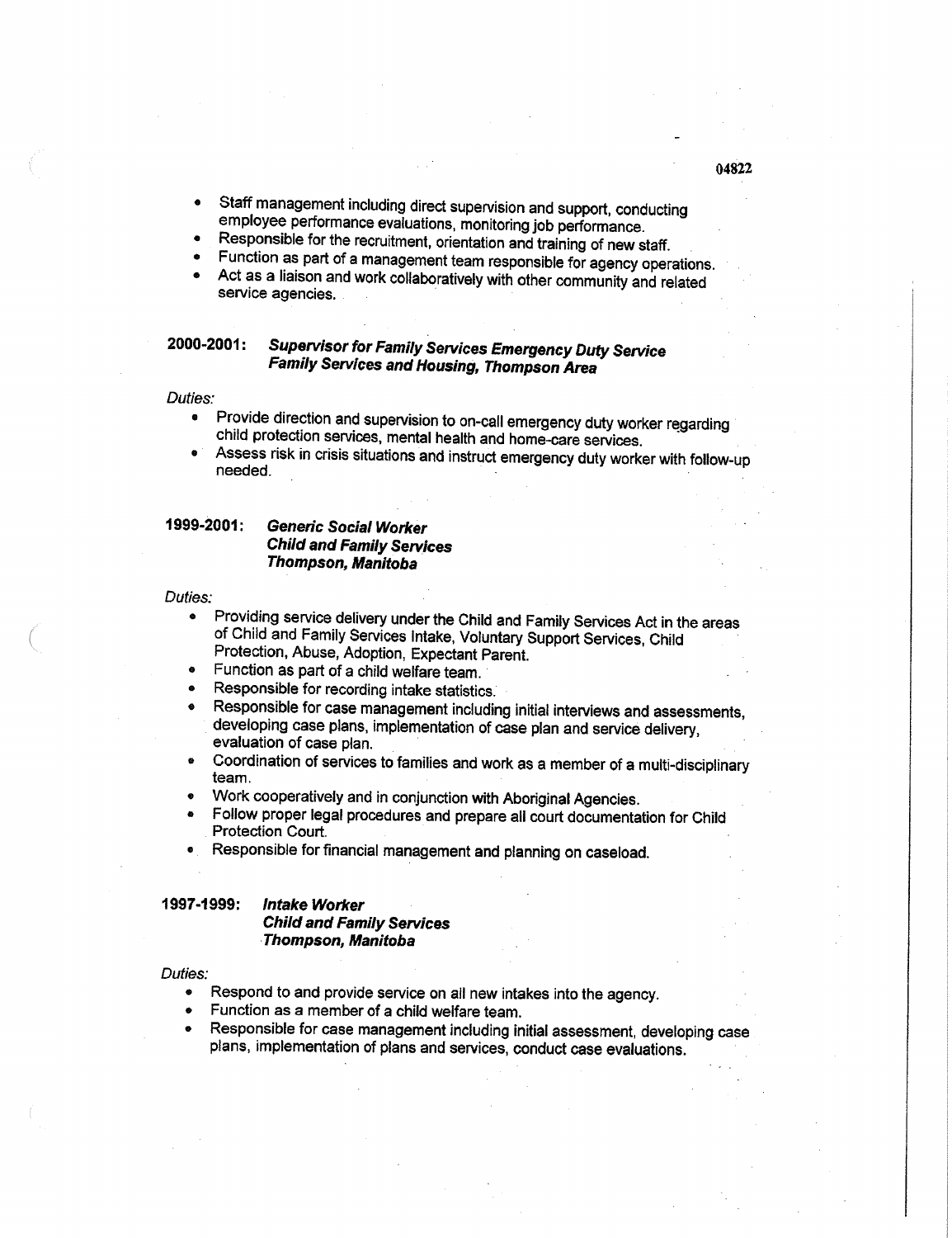- Staff management including direct supervision and support, conducting employee performance evaluations, monitoring job performance.
- Responsible for the recruitment, orientation and training of new staff.
- Function as part of a management team responsible for agency operations.
- Act as a liaison and work collaboratively with other community and related service agencies.

**2000-2001:** ***Supervisor for Family Services Emergency Duty Service***
***Family Services and Housing, Thompson Area***

*Duties:*

- Provide direction and supervision to on-call emergency duty worker regarding child protection services, mental health and home-care services.
- Assess risk in crisis situations and instruct emergency duty worker with follow-up needed.

**1999-2001:** ***Generic Social Worker***
***Child and Family Services***
***Thompson, Manitoba***

*Duties:*

- Providing service delivery under the Child and Family Services Act in the areas of Child and Family Services Intake, Voluntary Support Services, Child Protection, Abuse, Adoption, Expectant Parent.
- Function as part of a child welfare team.
- Responsible for recording intake statistics.
- Responsible for case management including initial interviews and assessments, developing case plans, implementation of case plan and service delivery, evaluation of case plan.
- Coordination of services to families and work as a member of a multi-disciplinary team.
- Work cooperatively and in conjunction with Aboriginal Agencies.
- Follow proper legal procedures and prepare all court documentation for Child Protection Court.
- Responsible for financial management and planning on caseload.

**1997-1999:** ***Intake Worker***
***Child and Family Services***
***Thompson, Manitoba***

*Duties:*

- Respond to and provide service on all new intakes into the agency.
- Function as a member of a child welfare team.
- Responsible for case management including initial assessment, developing case plans, implementation of plans and services, conduct case evaluations.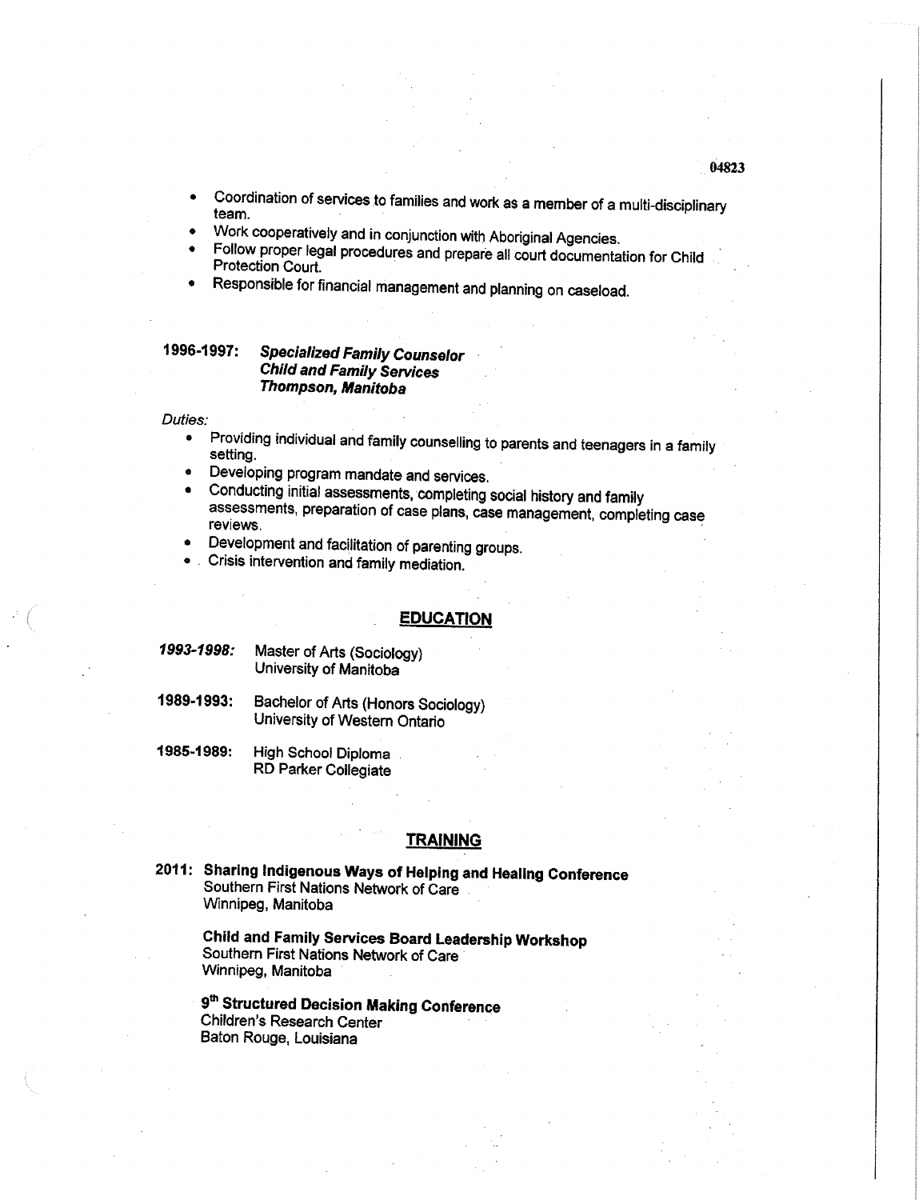- Coordination of services to families and work as a member of a multi-disciplinary team.
- Work cooperatively and in conjunction with Aboriginal Agencies.
- Follow proper legal procedures and prepare all court documentation for Child Protection Court.
- Responsible for financial management and planning on caseload.

**1996-1997:** ***Specialized Family Counselor***
***Child and Family Services***
***Thompson, Manitoba***

*Duties:*

- Providing individual and family counselling to parents and teenagers in a family setting.
- Developing program mandate and services.
- Conducting initial assessments, completing social history and family assessments, preparation of case plans, case management, completing case reviews.
- Development and facilitation of parenting groups.
- Crisis intervention and family mediation.

## EDUCATION

***1993-1998:*** Master of Arts (Sociology)
University of Manitoba

**1989-1993:** Bachelor of Arts (Honors Sociology)
University of Western Ontario

**1985-1989:** High School Diploma
RD Parker Collegiate

## TRAINING

**2011: Sharing Indigenous Ways of Helping and Healing Conference**
Southern First Nations Network of Care
Winnipeg, Manitoba

**Child and Family Services Board Leadership Workshop**
Southern First Nations Network of Care
Winnipeg, Manitoba

**9th Structured Decision Making Conference**
Children's Research Center
Baton Rouge, Louisiana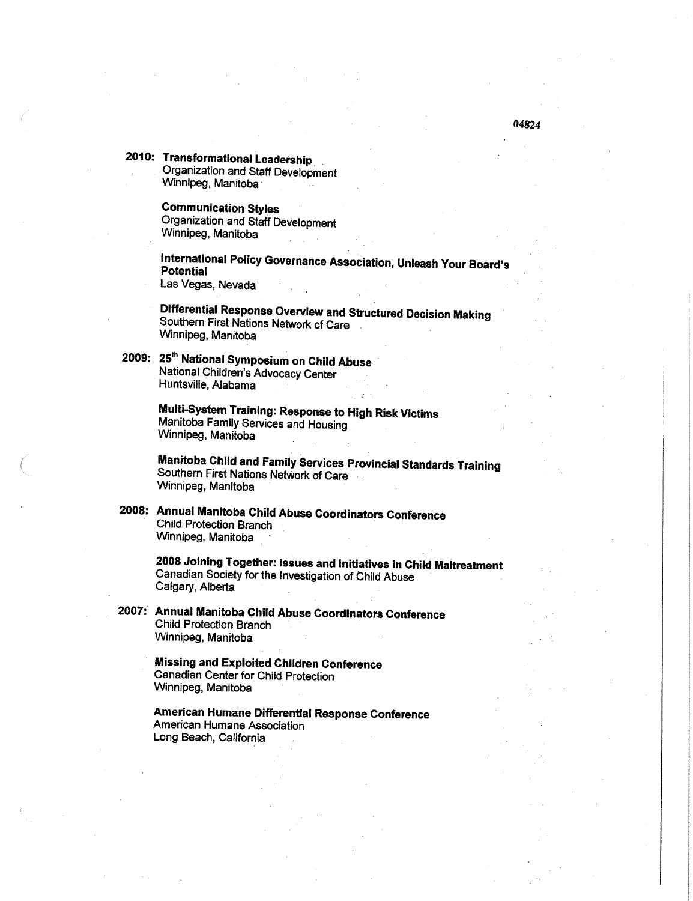**2010: Transformational Leadership**
Organization and Staff Development
Winnipeg, Manitoba

**Communication Styles**
Organization and Staff Development
Winnipeg, Manitoba

**International Policy Governance Association, Unleash Your Board's Potential**
Las Vegas, Nevada

**Differential Response Overview and Structured Decision Making**
Southern First Nations Network of Care
Winnipeg, Manitoba

**2009: 25th National Symposium on Child Abuse**
National Children's Advocacy Center
Huntsville, Alabama

**Multi-System Training: Response to High Risk Victims**
Manitoba Family Services and Housing
Winnipeg, Manitoba

**Manitoba Child and Family Services Provincial Standards Training**
Southern First Nations Network of Care
Winnipeg, Manitoba

**2008: Annual Manitoba Child Abuse Coordinators Conference**
Child Protection Branch
Winnipeg, Manitoba

**2008 Joining Together: Issues and Initiatives in Child Maltreatment**
Canadian Society for the Investigation of Child Abuse
Calgary, Alberta

**2007: Annual Manitoba Child Abuse Coordinators Conference**
Child Protection Branch
Winnipeg, Manitoba

**Missing and Exploited Children Conference**
Canadian Center for Child Protection
Winnipeg, Manitoba

**American Humane Differential Response Conference**
American Humane Association
Long Beach, California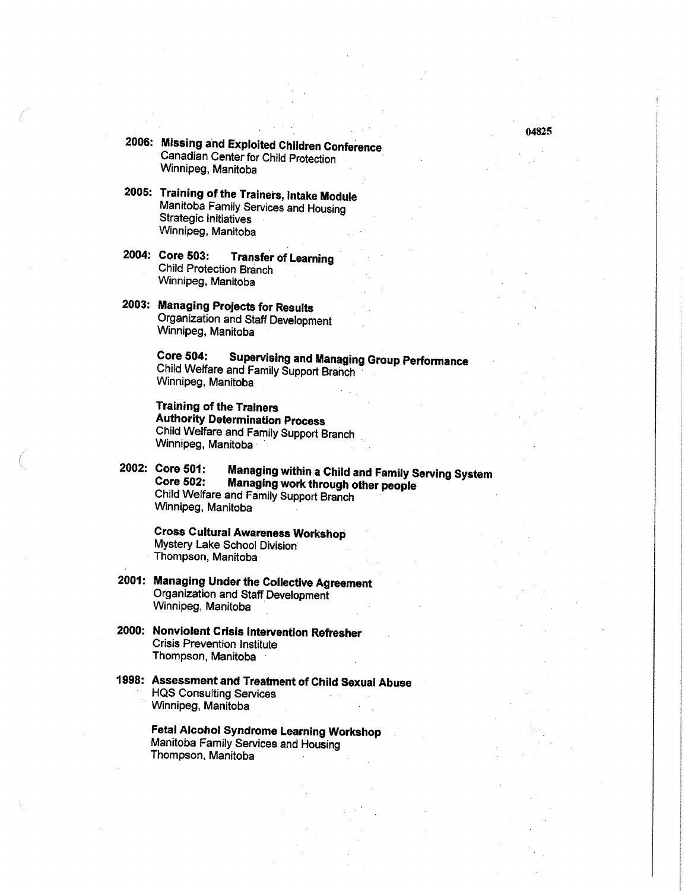**2006: Missing and Exploited Children Conference**
Canadian Center for Child Protection
Winnipeg, Manitoba

**2005: Training of the Trainers, Intake Module**
Manitoba Family Services and Housing
Strategic Initiatives
Winnipeg, Manitoba

**2004: Core 503: Transfer of Learning**
Child Protection Branch
Winnipeg, Manitoba

**2003: Managing Projects for Results**
Organization and Staff Development
Winnipeg, Manitoba

**Core 504: Supervising and Managing Group Performance**
Child Welfare and Family Support Branch
Winnipeg, Manitoba

**Training of the Trainers**
**Authority Determination Process**
Child Welfare and Family Support Branch
Winnipeg, Manitoba

**2002: Core 501: Managing within a Child and Family Serving System**
**Core 502: Managing work through other people**
Child Welfare and Family Support Branch
Winnipeg, Manitoba

**Cross Cultural Awareness Workshop**
Mystery Lake School Division
Thompson, Manitoba

**2001: Managing Under the Collective Agreement**
Organization and Staff Development
Winnipeg, Manitoba

**2000: Nonviolent Crisis Intervention Refresher**
Crisis Prevention Institute
Thompson, Manitoba

**1998: Assessment and Treatment of Child Sexual Abuse**
HQS Consulting Services
Winnipeg, Manitoba

**Fetal Alcohol Syndrome Learning Workshop**
Manitoba Family Services and Housing
Thompson, Manitoba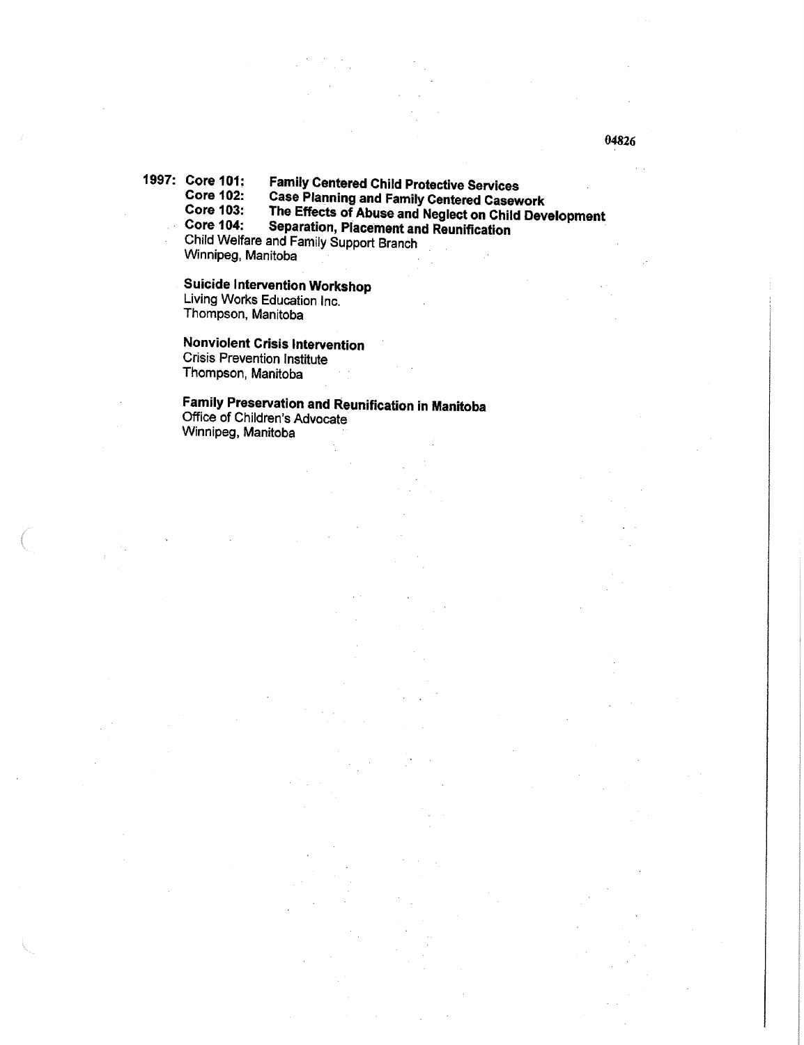**1997: Core 101: Family Centered Child Protective Services**
**Core 102: Case Planning and Family Centered Casework**
**Core 103: The Effects of Abuse and Neglect on Child Development**
**Core 104: Separation, Placement and Reunification**
Child Welfare and Family Support Branch
Winnipeg, Manitoba

**Suicide Intervention Workshop**
Living Works Education Inc.
Thompson, Manitoba

**Nonviolent Crisis Intervention**
Crisis Prevention Institute
Thompson, Manitoba

**Family Preservation and Reunification in Manitoba**
Office of Children's Advocate
Winnipeg, Manitoba